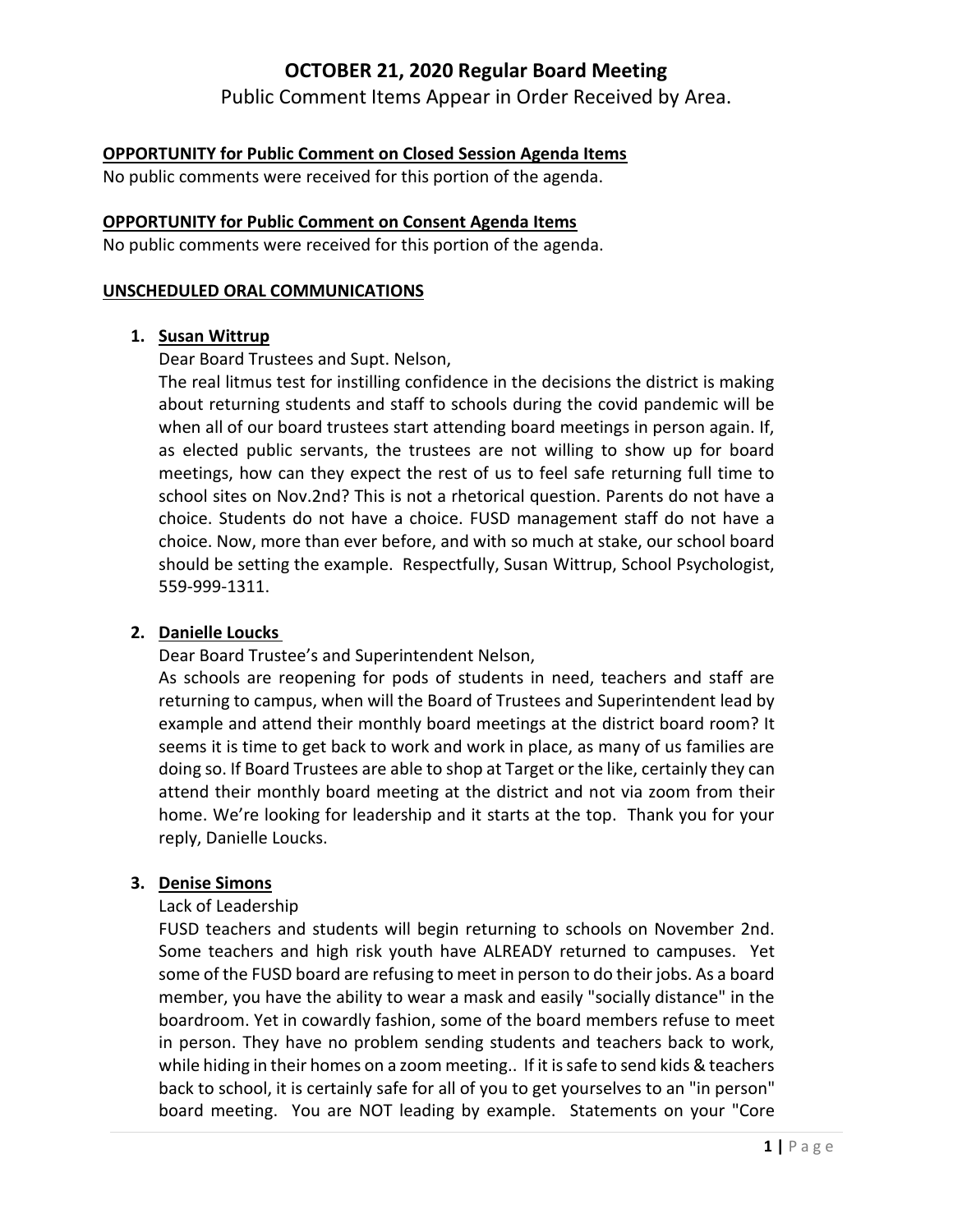# OCTOBER 21, 2020 Regular Board Meeting

Public Comment Items Appear in Order Received by Area.

**OPPORTUNITY for Public Comment on Closed Session Agenda Items**

No public comments were received for this portion of the agenda.

**OPPORTUNITY for Public Comment on Consent Agenda Items**

No public comments were received for this portion of the agenda.

**UNSCHEDULED ORAL COMMUNICATIONS**

1. **Susan Wittrup**

   Dear Board Trustees and Supt. Nelson,

   The real litmus test for instilling confidence in the decisions the district is making about returning students and staff to schools during the covid pandemic will be when all of our board trustees start attending board meetings in person again. If, as elected public servants, the trustees are not willing to show up for board meetings, how can they expect the rest of us to feel safe returning full time to school sites on Nov.2nd? This is not a rhetorical question. Parents do not have a choice. Students do not have a choice. FUSD management staff do not have a choice. Now, more than ever before, and with so much at stake, our school board should be setting the example. Respectfully, Susan Wittrup, School Psychologist, 559-999-1311.

2. **Danielle Loucks**

   Dear Board Trustee's and Superintendent Nelson,

   As schools are reopening for pods of students in need, teachers and staff are returning to campus, when will the Board of Trustees and Superintendent lead by example and attend their monthly board meetings at the district board room? It seems it is time to get back to work and work in place, as many of us families are doing so. If Board Trustees are able to shop at Target or the like, certainly they can attend their monthly board meeting at the district and not via zoom from their home. We're looking for leadership and it starts at the top. Thank you for your reply, Danielle Loucks.

3. **Denise Simons**

   Lack of Leadership

   FUSD teachers and students will begin returning to schools on November 2nd. Some teachers and high risk youth have ALREADY returned to campuses. Yet some of the FUSD board are refusing to meet in person to do their jobs. As a board member, you have the ability to wear a mask and easily "socially distance" in the boardroom. Yet in cowardly fashion, some of the board members refuse to meet in person. They have no problem sending students and teachers back to work, while hiding in their homes on a zoom meeting.. If it is safe to send kids & teachers back to school, it is certainly safe for all of you to get yourselves to an "in person" board meeting. You are NOT leading by example. Statements on your "Core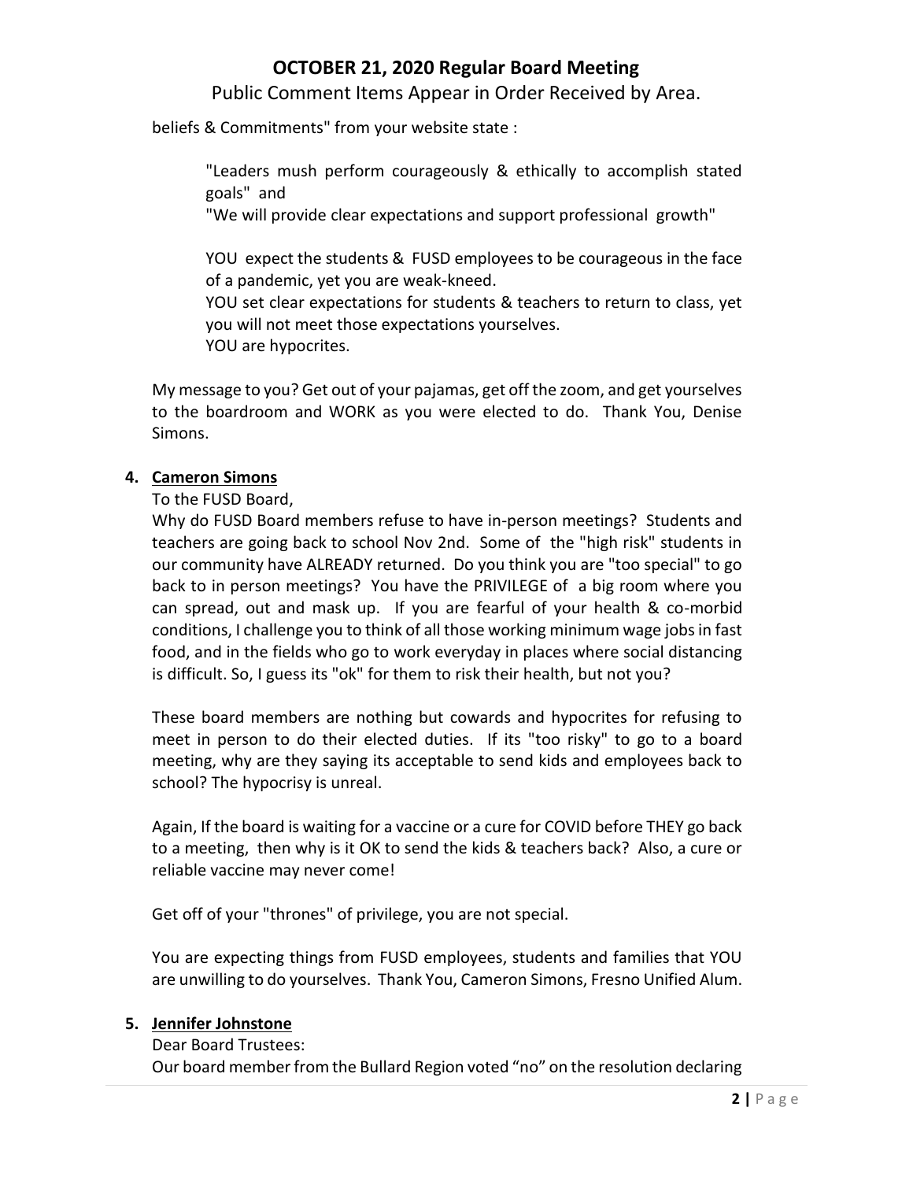beliefs & Commitments" from your website state :

> "Leaders mush perform courageously & ethically to accomplish stated goals" and
> "We will provide clear expectations and support professional growth"
>
> YOU expect the students & FUSD employees to be courageous in the face of a pandemic, yet you are weak-kneed.
> YOU set clear expectations for students & teachers to return to class, yet you will not meet those expectations yourselves.
> YOU are hypocrites.

My message to you? Get out of your pajamas, get off the zoom, and get yourselves to the boardroom and WORK as you were elected to do. Thank You, Denise Simons.

4. **Cameron Simons**

   To the FUSD Board,

   Why do FUSD Board members refuse to have in-person meetings? Students and teachers are going back to school Nov 2nd. Some of the "high risk" students in our community have ALREADY returned. Do you think you are "too special" to go back to in person meetings? You have the PRIVILEGE of a big room where you can spread, out and mask up. If you are fearful of your health & co-morbid conditions, I challenge you to think of all those working minimum wage jobs in fast food, and in the fields who go to work everyday in places where social distancing is difficult. So, I guess its "ok" for them to risk their health, but not you?

   These board members are nothing but cowards and hypocrites for refusing to meet in person to do their elected duties. If its "too risky" to go to a board meeting, why are they saying its acceptable to send kids and employees back to school? The hypocrisy is unreal.

   Again, If the board is waiting for a vaccine or a cure for COVID before THEY go back to a meeting, then why is it OK to send the kids & teachers back? Also, a cure or reliable vaccine may never come!

   Get off of your "thrones" of privilege, you are not special.

   You are expecting things from FUSD employees, students and families that YOU are unwilling to do yourselves. Thank You, Cameron Simons, Fresno Unified Alum.

5. **Jennifer Johnstone**

   Dear Board Trustees:

   Our board member from the Bullard Region voted "no" on the resolution declaring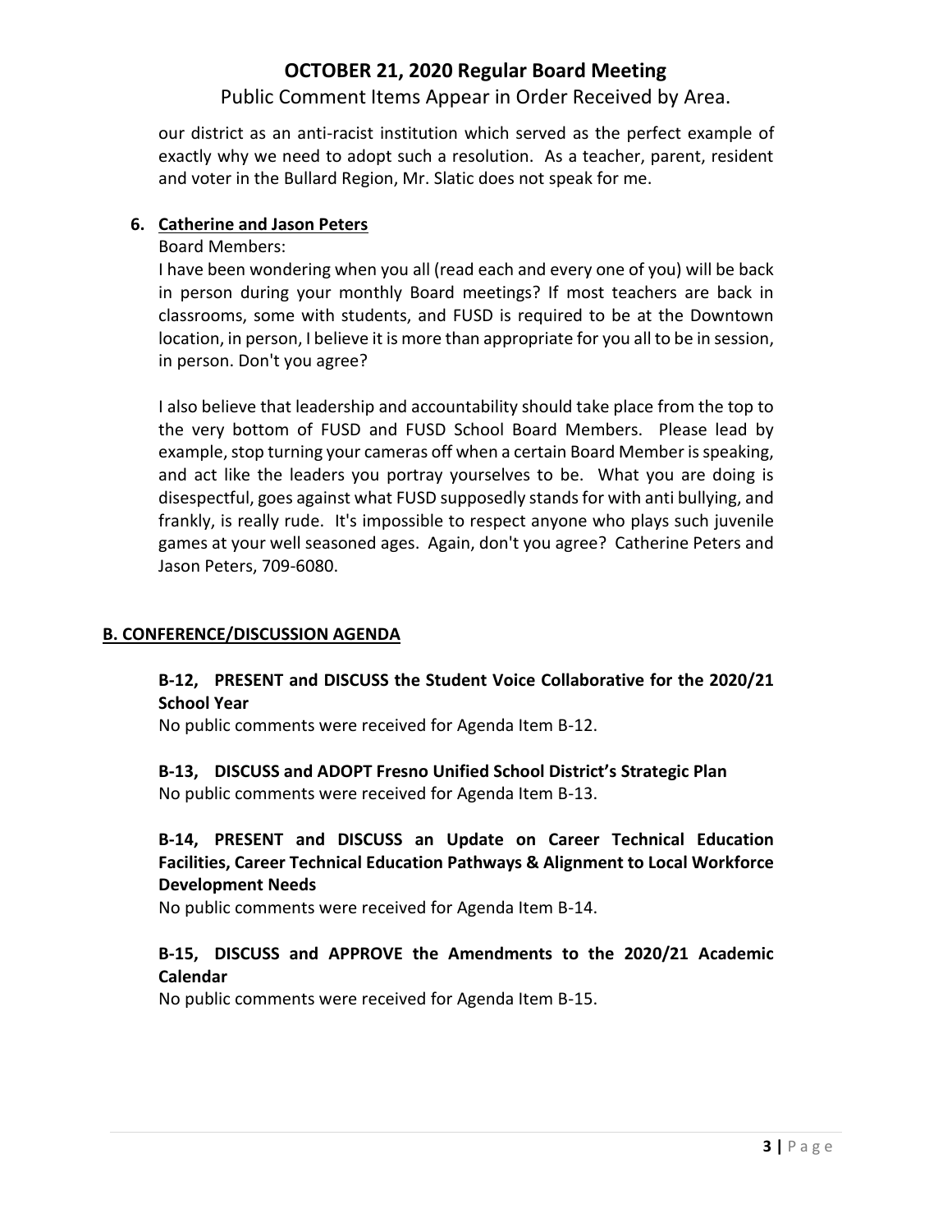our district as an anti-racist institution which served as the perfect example of exactly why we need to adopt such a resolution. As a teacher, parent, resident and voter in the Bullard Region, Mr. Slatic does not speak for me.

6. **Catherine and Jason Peters**

   Board Members:

   I have been wondering when you all (read each and every one of you) will be back in person during your monthly Board meetings? If most teachers are back in classrooms, some with students, and FUSD is required to be at the Downtown location, in person, I believe it is more than appropriate for you all to be in session, in person. Don't you agree?

   I also believe that leadership and accountability should take place from the top to the very bottom of FUSD and FUSD School Board Members. Please lead by example, stop turning your cameras off when a certain Board Member is speaking, and act like the leaders you portray yourselves to be. What you are doing is disespectful, goes against what FUSD supposedly stands for with anti bullying, and frankly, is really rude. It's impossible to respect anyone who plays such juvenile games at your well seasoned ages. Again, don't you agree? Catherine Peters and Jason Peters, 709-6080.

## B. CONFERENCE/DISCUSSION AGENDA

### B-12, PRESENT and DISCUSS the Student Voice Collaborative for the 2020/21 School Year

No public comments were received for Agenda Item B-12.

### B-13, DISCUSS and ADOPT Fresno Unified School District's Strategic Plan

No public comments were received for Agenda Item B-13.

### B-14, PRESENT and DISCUSS an Update on Career Technical Education Facilities, Career Technical Education Pathways & Alignment to Local Workforce Development Needs

No public comments were received for Agenda Item B-14.

### B-15, DISCUSS and APPROVE the Amendments to the 2020/21 Academic Calendar

No public comments were received for Agenda Item B-15.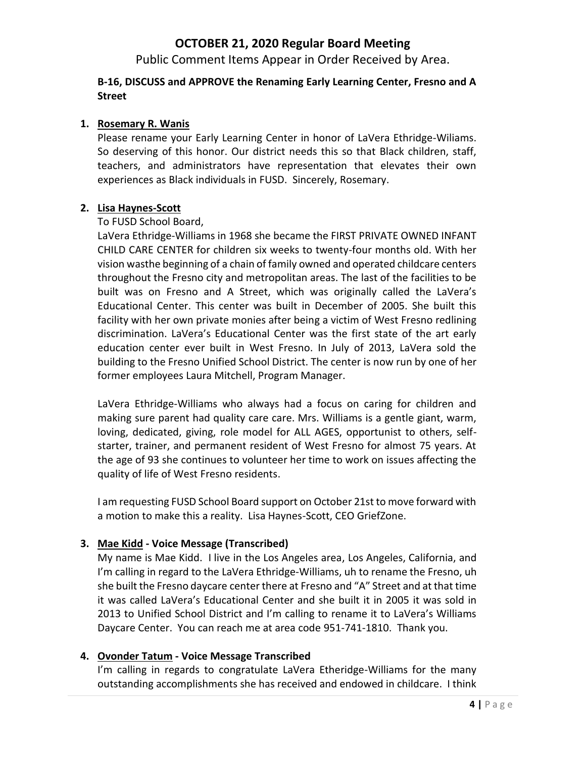# OCTOBER 21, 2020 Regular Board Meeting

Public Comment Items Appear in Order Received by Area.

**B-16, DISCUSS and APPROVE the Renaming Early Learning Center, Fresno and A Street**

1. **Rosemary R. Wanis**

   Please rename your Early Learning Center in honor of LaVera Ethridge-Wiliams. So deserving of this honor. Our district needs this so that Black children, staff, teachers, and administrators have representation that elevates their own experiences as Black individuals in FUSD. Sincerely, Rosemary.

2. **Lisa Haynes-Scott**

   To FUSD School Board,

   LaVera Ethridge-Williams in 1968 she became the FIRST PRIVATE OWNED INFANT CHILD CARE CENTER for children six weeks to twenty-four months old. With her vision wasthe beginning of a chain of family owned and operated childcare centers throughout the Fresno city and metropolitan areas. The last of the facilities to be built was on Fresno and A Street, which was originally called the LaVera's Educational Center. This center was built in December of 2005. She built this facility with her own private monies after being a victim of West Fresno redlining discrimination. LaVera's Educational Center was the first state of the art early education center ever built in West Fresno. In July of 2013, LaVera sold the building to the Fresno Unified School District. The center is now run by one of her former employees Laura Mitchell, Program Manager.

   LaVera Ethridge-Williams who always had a focus on caring for children and making sure parent had quality care care. Mrs. Williams is a gentle giant, warm, loving, dedicated, giving, role model for ALL AGES, opportunist to others, self-starter, trainer, and permanent resident of West Fresno for almost 75 years. At the age of 93 she continues to volunteer her time to work on issues affecting the quality of life of West Fresno residents.

   I am requesting FUSD School Board support on October 21st to move forward with a motion to make this a reality. Lisa Haynes-Scott, CEO GriefZone.

3. **Mae Kidd - Voice Message (Transcribed)**

   My name is Mae Kidd. I live in the Los Angeles area, Los Angeles, California, and I'm calling in regard to the LaVera Ethridge-Williams, uh to rename the Fresno, uh she built the Fresno daycare center there at Fresno and "A" Street and at that time it was called LaVera's Educational Center and she built it in 2005 it was sold in 2013 to Unified School District and I'm calling to rename it to LaVera's Williams Daycare Center. You can reach me at area code 951-741-1810. Thank you.

4. **Ovonder Tatum - Voice Message Transcribed**

   I'm calling in regards to congratulate LaVera Etheridge-Williams for the many outstanding accomplishments she has received and endowed in childcare. I think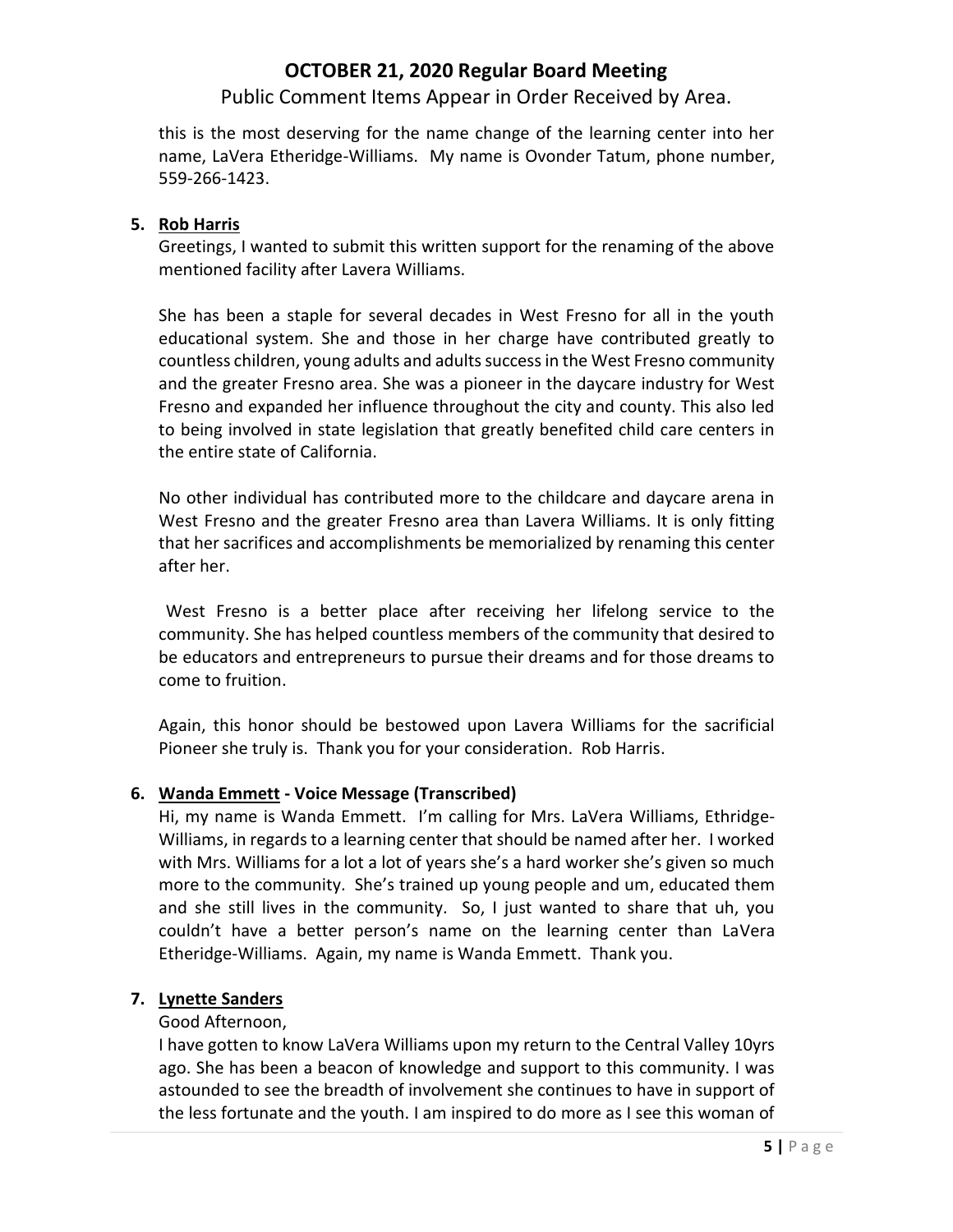this is the most deserving for the name change of the learning center into her name, LaVera Etheridge-Williams. My name is Ovonder Tatum, phone number, 559-266-1423.

5. **Rob Harris**

Greetings, I wanted to submit this written support for the renaming of the above mentioned facility after Lavera Williams.

She has been a staple for several decades in West Fresno for all in the youth educational system. She and those in her charge have contributed greatly to countless children, young adults and adults success in the West Fresno community and the greater Fresno area. She was a pioneer in the daycare industry for West Fresno and expanded her influence throughout the city and county. This also led to being involved in state legislation that greatly benefited child care centers in the entire state of California.

No other individual has contributed more to the childcare and daycare arena in West Fresno and the greater Fresno area than Lavera Williams. It is only fitting that her sacrifices and accomplishments be memorialized by renaming this center after her.

West Fresno is a better place after receiving her lifelong service to the community. She has helped countless members of the community that desired to be educators and entrepreneurs to pursue their dreams and for those dreams to come to fruition.

Again, this honor should be bestowed upon Lavera Williams for the sacrificial Pioneer she truly is. Thank you for your consideration. Rob Harris.

6. **Wanda Emmett - Voice Message (Transcribed)**

Hi, my name is Wanda Emmett. I'm calling for Mrs. LaVera Williams, Ethridge-Williams, in regards to a learning center that should be named after her. I worked with Mrs. Williams for a lot a lot of years she's a hard worker she's given so much more to the community. She's trained up young people and um, educated them and she still lives in the community. So, I just wanted to share that uh, you couldn't have a better person's name on the learning center than LaVera Etheridge-Williams. Again, my name is Wanda Emmett. Thank you.

7. **Lynette Sanders**

Good Afternoon,

I have gotten to know LaVera Williams upon my return to the Central Valley 10yrs ago. She has been a beacon of knowledge and support to this community. I was astounded to see the breadth of involvement she continues to have in support of the less fortunate and the youth. I am inspired to do more as I see this woman of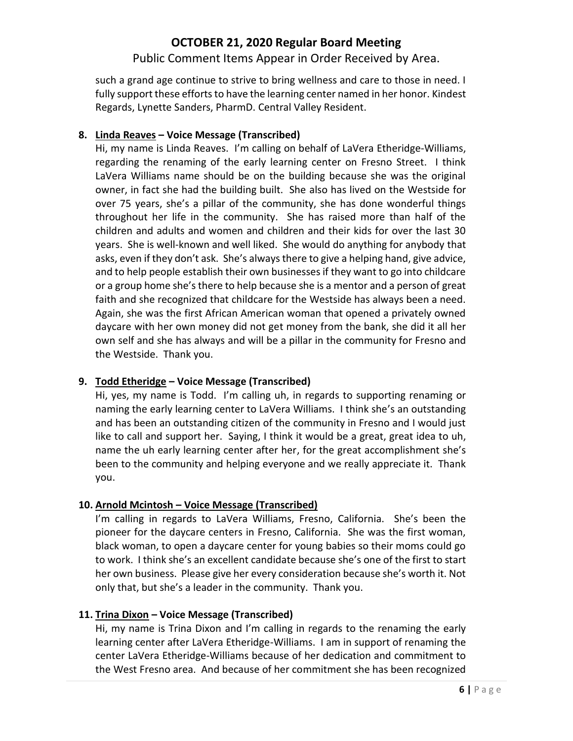such a grand age continue to strive to bring wellness and care to those in need. I fully support these efforts to have the learning center named in her honor. Kindest Regards, Lynette Sanders, PharmD. Central Valley Resident.

**8. Linda Reaves – Voice Message (Transcribed)**

Hi, my name is Linda Reaves. I'm calling on behalf of LaVera Etheridge-Williams, regarding the renaming of the early learning center on Fresno Street. I think LaVera Williams name should be on the building because she was the original owner, in fact she had the building built. She also has lived on the Westside for over 75 years, she's a pillar of the community, she has done wonderful things throughout her life in the community. She has raised more than half of the children and adults and women and children and their kids for over the last 30 years. She is well-known and well liked. She would do anything for anybody that asks, even if they don't ask. She's always there to give a helping hand, give advice, and to help people establish their own businesses if they want to go into childcare or a group home she's there to help because she is a mentor and a person of great faith and she recognized that childcare for the Westside has always been a need. Again, she was the first African American woman that opened a privately owned daycare with her own money did not get money from the bank, she did it all her own self and she has always and will be a pillar in the community for Fresno and the Westside. Thank you.

**9. Todd Etheridge – Voice Message (Transcribed)**

Hi, yes, my name is Todd. I'm calling uh, in regards to supporting renaming or naming the early learning center to LaVera Williams. I think she's an outstanding and has been an outstanding citizen of the community in Fresno and I would just like to call and support her. Saying, I think it would be a great, great idea to uh, name the uh early learning center after her, for the great accomplishment she's been to the community and helping everyone and we really appreciate it. Thank you.

**10. Arnold Mcintosh – Voice Message (Transcribed)**

I'm calling in regards to LaVera Williams, Fresno, California. She's been the pioneer for the daycare centers in Fresno, California. She was the first woman, black woman, to open a daycare center for young babies so their moms could go to work. I think she's an excellent candidate because she's one of the first to start her own business. Please give her every consideration because she's worth it. Not only that, but she's a leader in the community. Thank you.

**11. Trina Dixon – Voice Message (Transcribed)**

Hi, my name is Trina Dixon and I'm calling in regards to the renaming the early learning center after LaVera Etheridge-Williams. I am in support of renaming the center LaVera Etheridge-Williams because of her dedication and commitment to the West Fresno area. And because of her commitment she has been recognized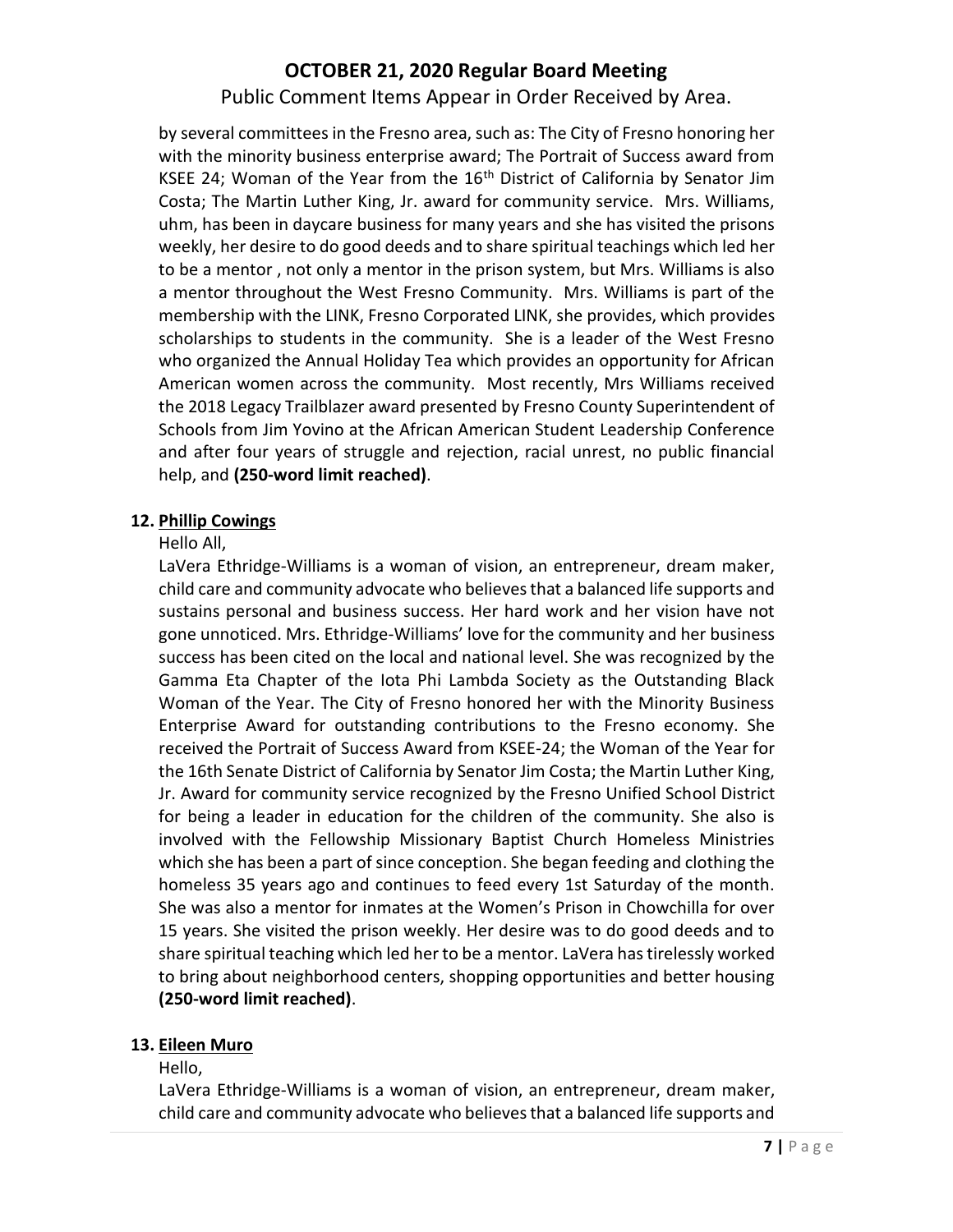by several committees in the Fresno area, such as: The City of Fresno honoring her with the minority business enterprise award; The Portrait of Success award from KSEE 24; Woman of the Year from the 16th District of California by Senator Jim Costa; The Martin Luther King, Jr. award for community service. Mrs. Williams, uhm, has been in daycare business for many years and she has visited the prisons weekly, her desire to do good deeds and to share spiritual teachings which led her to be a mentor , not only a mentor in the prison system, but Mrs. Williams is also a mentor throughout the West Fresno Community. Mrs. Williams is part of the membership with the LINK, Fresno Corporated LINK, she provides, which provides scholarships to students in the community. She is a leader of the West Fresno who organized the Annual Holiday Tea which provides an opportunity for African American women across the community. Most recently, Mrs Williams received the 2018 Legacy Trailblazer award presented by Fresno County Superintendent of Schools from Jim Yovino at the African American Student Leadership Conference and after four years of struggle and rejection, racial unrest, no public financial help, and **(250-word limit reached)**.

**12. Phillip Cowings**

Hello All,

LaVera Ethridge-Williams is a woman of vision, an entrepreneur, dream maker, child care and community advocate who believes that a balanced life supports and sustains personal and business success. Her hard work and her vision have not gone unnoticed. Mrs. Ethridge-Williams' love for the community and her business success has been cited on the local and national level. She was recognized by the Gamma Eta Chapter of the Iota Phi Lambda Society as the Outstanding Black Woman of the Year. The City of Fresno honored her with the Minority Business Enterprise Award for outstanding contributions to the Fresno economy. She received the Portrait of Success Award from KSEE-24; the Woman of the Year for the 16th Senate District of California by Senator Jim Costa; the Martin Luther King, Jr. Award for community service recognized by the Fresno Unified School District for being a leader in education for the children of the community. She also is involved with the Fellowship Missionary Baptist Church Homeless Ministries which she has been a part of since conception. She began feeding and clothing the homeless 35 years ago and continues to feed every 1st Saturday of the month. She was also a mentor for inmates at the Women's Prison in Chowchilla for over 15 years. She visited the prison weekly. Her desire was to do good deeds and to share spiritual teaching which led her to be a mentor. LaVera has tirelessly worked to bring about neighborhood centers, shopping opportunities and better housing **(250-word limit reached)**.

**13. Eileen Muro**

Hello,

LaVera Ethridge-Williams is a woman of vision, an entrepreneur, dream maker, child care and community advocate who believes that a balanced life supports and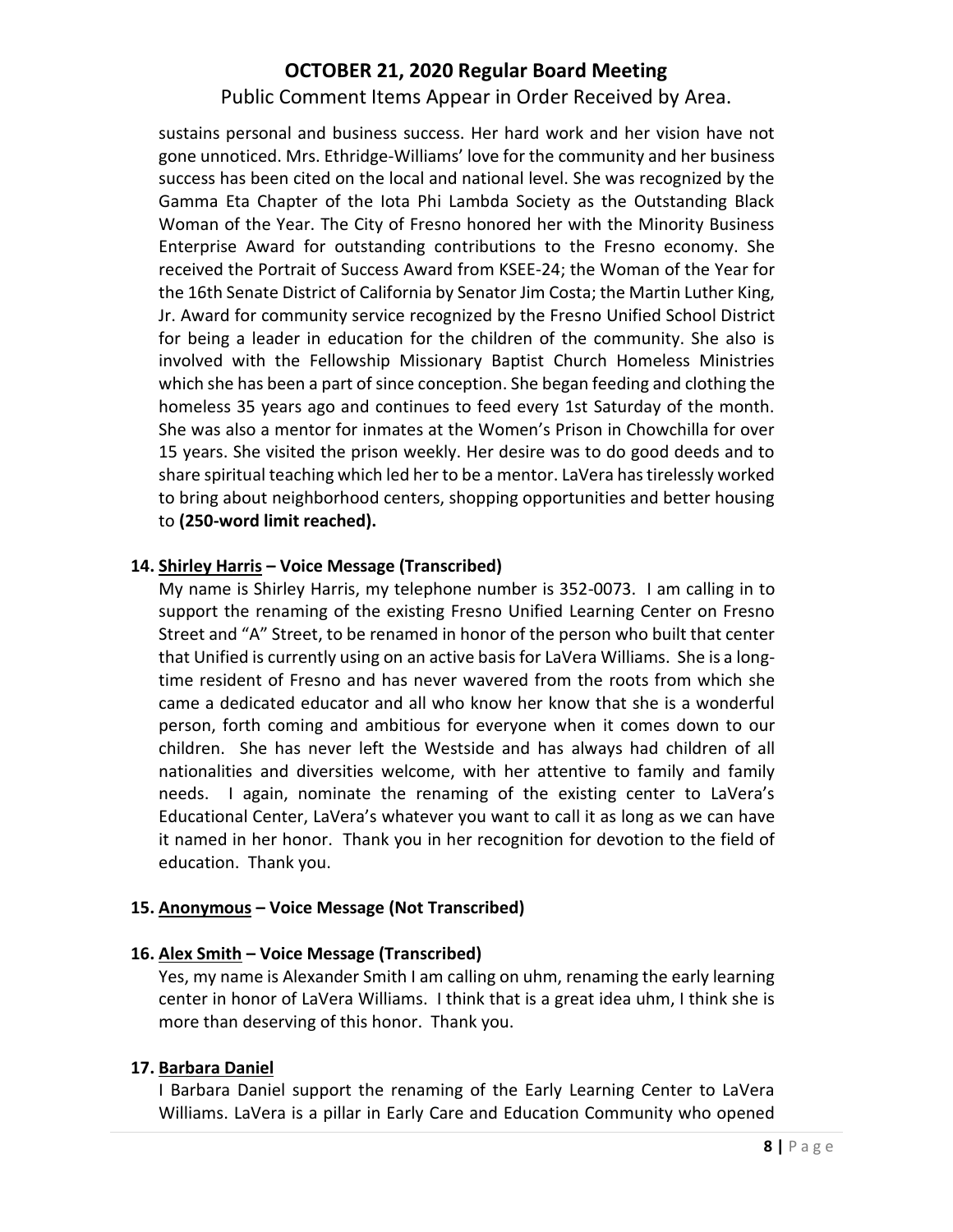sustains personal and business success. Her hard work and her vision have not gone unnoticed. Mrs. Ethridge-Williams' love for the community and her business success has been cited on the local and national level. She was recognized by the Gamma Eta Chapter of the Iota Phi Lambda Society as the Outstanding Black Woman of the Year. The City of Fresno honored her with the Minority Business Enterprise Award for outstanding contributions to the Fresno economy. She received the Portrait of Success Award from KSEE-24; the Woman of the Year for the 16th Senate District of California by Senator Jim Costa; the Martin Luther King, Jr. Award for community service recognized by the Fresno Unified School District for being a leader in education for the children of the community. She also is involved with the Fellowship Missionary Baptist Church Homeless Ministries which she has been a part of since conception. She began feeding and clothing the homeless 35 years ago and continues to feed every 1st Saturday of the month. She was also a mentor for inmates at the Women's Prison in Chowchilla for over 15 years. She visited the prison weekly. Her desire was to do good deeds and to share spiritual teaching which led her to be a mentor. LaVera has tirelessly worked to bring about neighborhood centers, shopping opportunities and better housing to **(250-word limit reached).**

**14. Shirley Harris – Voice Message (Transcribed)**

My name is Shirley Harris, my telephone number is 352-0073. I am calling in to support the renaming of the existing Fresno Unified Learning Center on Fresno Street and "A" Street, to be renamed in honor of the person who built that center that Unified is currently using on an active basis for LaVera Williams. She is a long-time resident of Fresno and has never wavered from the roots from which she came a dedicated educator and all who know her know that she is a wonderful person, forth coming and ambitious for everyone when it comes down to our children. She has never left the Westside and has always had children of all nationalities and diversities welcome, with her attentive to family and family needs. I again, nominate the renaming of the existing center to LaVera's Educational Center, LaVera's whatever you want to call it as long as we can have it named in her honor. Thank you in her recognition for devotion to the field of education. Thank you.

**15. Anonymous – Voice Message (Not Transcribed)**

**16. Alex Smith – Voice Message (Transcribed)**

Yes, my name is Alexander Smith I am calling on uhm, renaming the early learning center in honor of LaVera Williams. I think that is a great idea uhm, I think she is more than deserving of this honor. Thank you.

**17. Barbara Daniel**

I Barbara Daniel support the renaming of the Early Learning Center to LaVera Williams. LaVera is a pillar in Early Care and Education Community who opened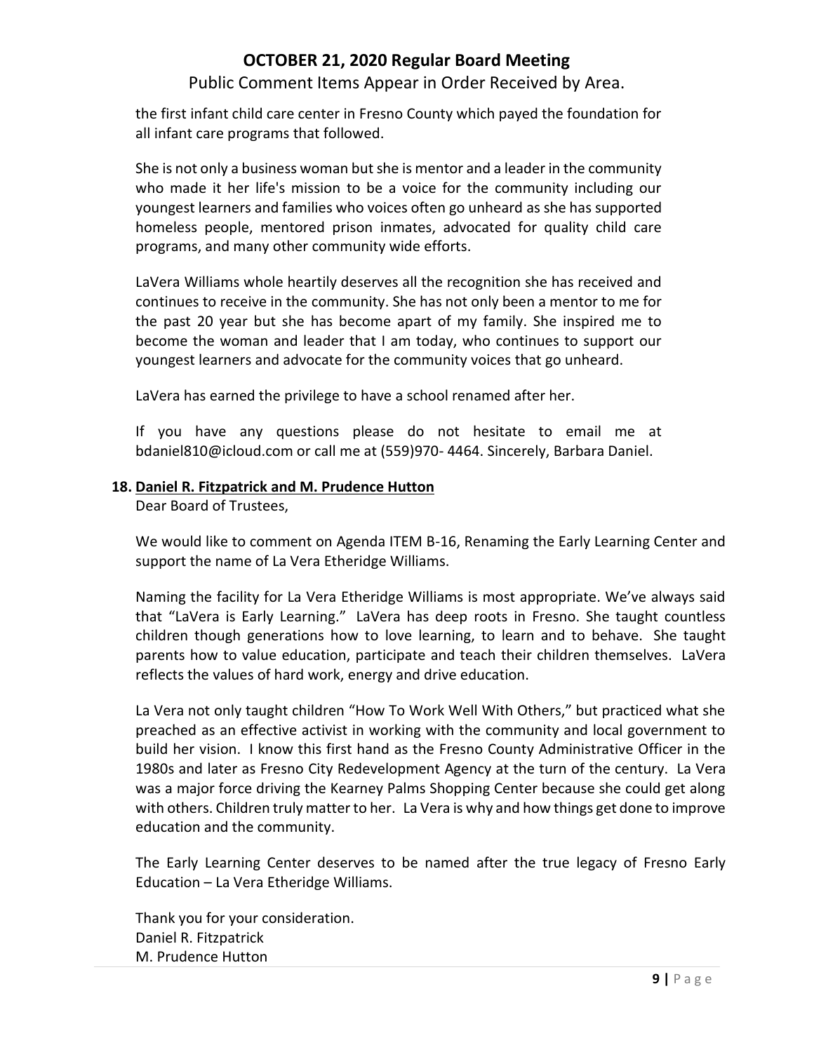the first infant child care center in Fresno County which payed the foundation for all infant care programs that followed.

She is not only a business woman but she is mentor and a leader in the community who made it her life's mission to be a voice for the community including our youngest learners and families who voices often go unheard as she has supported homeless people, mentored prison inmates, advocated for quality child care programs, and many other community wide efforts.

LaVera Williams whole heartily deserves all the recognition she has received and continues to receive in the community. She has not only been a mentor to me for the past 20 year but she has become apart of my family. She inspired me to become the woman and leader that I am today, who continues to support our youngest learners and advocate for the community voices that go unheard.

LaVera has earned the privilege to have a school renamed after her.

If you have any questions please do not hesitate to email me at bdaniel810@icloud.com or call me at (559)970- 4464. Sincerely, Barbara Daniel.

**18. Daniel R. Fitzpatrick and M. Prudence Hutton**

Dear Board of Trustees,

We would like to comment on Agenda ITEM B-16, Renaming the Early Learning Center and support the name of La Vera Etheridge Williams.

Naming the facility for La Vera Etheridge Williams is most appropriate. We've always said that "LaVera is Early Learning." LaVera has deep roots in Fresno. She taught countless children though generations how to love learning, to learn and to behave. She taught parents how to value education, participate and teach their children themselves. LaVera reflects the values of hard work, energy and drive education.

La Vera not only taught children "How To Work Well With Others," but practiced what she preached as an effective activist in working with the community and local government to build her vision. I know this first hand as the Fresno County Administrative Officer in the 1980s and later as Fresno City Redevelopment Agency at the turn of the century. La Vera was a major force driving the Kearney Palms Shopping Center because she could get along with others. Children truly matter to her. La Vera is why and how things get done to improve education and the community.

The Early Learning Center deserves to be named after the true legacy of Fresno Early Education – La Vera Etheridge Williams.

Thank you for your consideration.
Daniel R. Fitzpatrick
M. Prudence Hutton